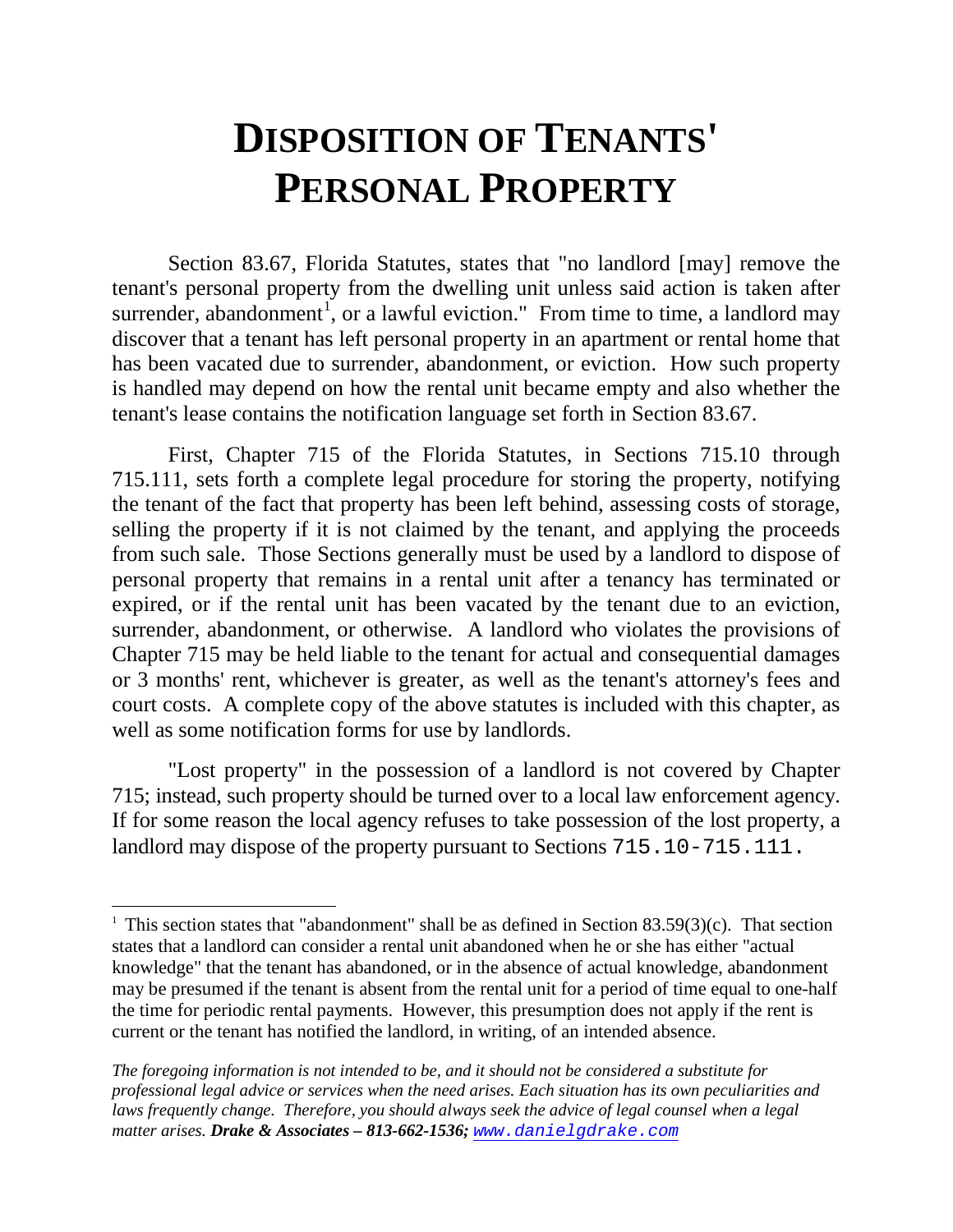# DISPOSITION OF TENANTS' PERSONAL PROPERTY

Section 83.67, Florida Statutes, states that "no landlord [may] remove the tenant's personal property from the dwelling unit unless said action is taken after surrender, abandonment[1], or a lawful eviction." From time to time, a landlord may discover that a tenant has left personal property in an apartment or rental home that has been vacated due to surrender, abandonment, or eviction. How such property is handled may depend on how the rental unit became empty and also whether the tenant's lease contains the notification language set forth in Section 83.67.

First, Chapter 715 of the Florida Statutes, in Sections 715.10 through 715.111, sets forth a complete legal procedure for storing the property, notifying the tenant of the fact that property has been left behind, assessing costs of storage, selling the property if it is not claimed by the tenant, and applying the proceeds from such sale. Those Sections generally must be used by a landlord to dispose of personal property that remains in a rental unit after a tenancy has terminated or expired, or if the rental unit has been vacated by the tenant due to an eviction, surrender, abandonment, or otherwise. A landlord who violates the provisions of Chapter 715 may be held liable to the tenant for actual and consequential damages or 3 months' rent, whichever is greater, as well as the tenant's attorney's fees and court costs. A complete copy of the above statutes is included with this chapter, as well as some notification forms for use by landlords.

"Lost property" in the possession of a landlord is not covered by Chapter 715; instead, such property should be turned over to a local law enforcement agency. If for some reason the local agency refuses to take possession of the lost property, a landlord may dispose of the property pursuant to Sections 715.10-715.111.

---

[1] This section states that "abandonment" shall be as defined in Section 83.59(3)(c). That section states that a landlord can consider a rental unit abandoned when he or she has either "actual knowledge" that the tenant has abandoned, or in the absence of actual knowledge, abandonment may be presumed if the tenant is absent from the rental unit for a period of time equal to one-half the time for periodic rental payments. However, this presumption does not apply if the rent is current or the tenant has notified the landlord, in writing, of an intended absence.

*The foregoing information is not intended to be, and it should not be considered a substitute for professional legal advice or services when the need arises. Each situation has its own peculiarities and laws frequently change. Therefore, you should always seek the advice of legal counsel when a legal matter arises.* ***Drake & Associates – 813-662-1536;*** *www.danielgdrake.com*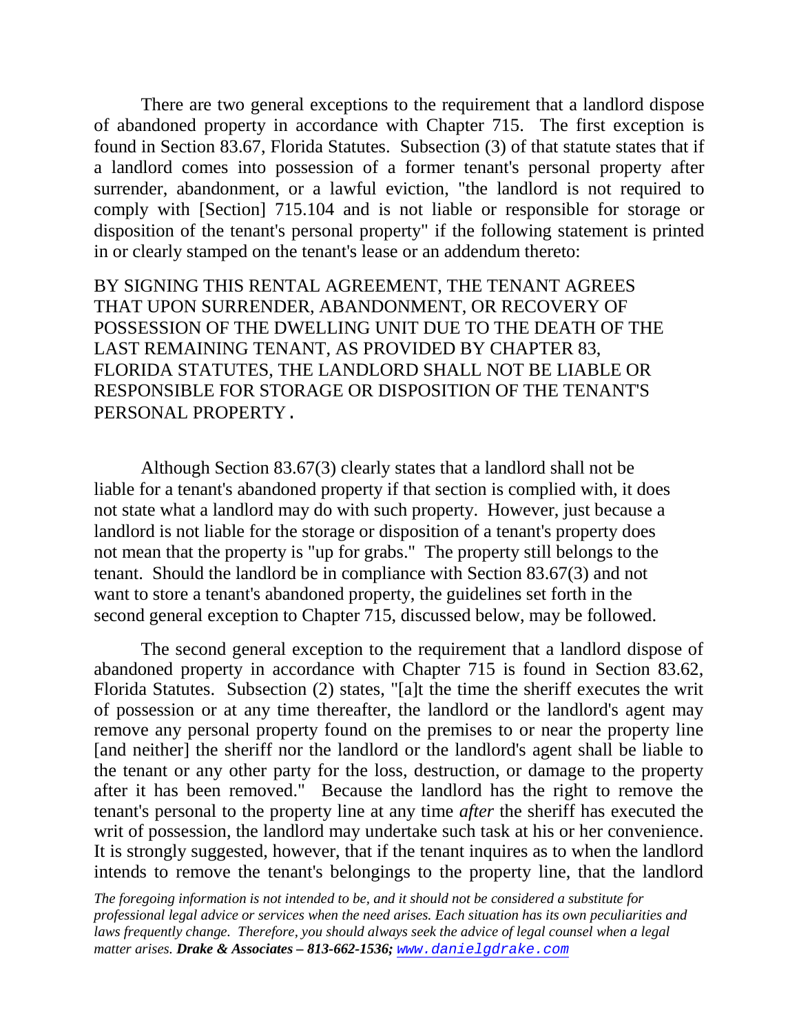There are two general exceptions to the requirement that a landlord dispose of abandoned property in accordance with Chapter 715. The first exception is found in Section 83.67, Florida Statutes. Subsection (3) of that statute states that if a landlord comes into possession of a former tenant's personal property after surrender, abandonment, or a lawful eviction, "the landlord is not required to comply with [Section] 715.104 and is not liable or responsible for storage or disposition of the tenant's personal property" if the following statement is printed in or clearly stamped on the tenant's lease or an addendum thereto:

BY SIGNING THIS RENTAL AGREEMENT, THE TENANT AGREES THAT UPON SURRENDER, ABANDONMENT, OR RECOVERY OF POSSESSION OF THE DWELLING UNIT DUE TO THE DEATH OF THE LAST REMAINING TENANT, AS PROVIDED BY CHAPTER 83, FLORIDA STATUTES, THE LANDLORD SHALL NOT BE LIABLE OR RESPONSIBLE FOR STORAGE OR DISPOSITION OF THE TENANT'S PERSONAL PROPERTY.

Although Section 83.67(3) clearly states that a landlord shall not be liable for a tenant's abandoned property if that section is complied with, it does not state what a landlord may do with such property. However, just because a landlord is not liable for the storage or disposition of a tenant's property does not mean that the property is "up for grabs." The property still belongs to the tenant. Should the landlord be in compliance with Section 83.67(3) and not want to store a tenant's abandoned property, the guidelines set forth in the second general exception to Chapter 715, discussed below, may be followed.

The second general exception to the requirement that a landlord dispose of abandoned property in accordance with Chapter 715 is found in Section 83.62, Florida Statutes. Subsection (2) states, "[a]t the time the sheriff executes the writ of possession or at any time thereafter, the landlord or the landlord's agent may remove any personal property found on the premises to or near the property line [and neither] the sheriff nor the landlord or the landlord's agent shall be liable to the tenant or any other party for the loss, destruction, or damage to the property after it has been removed." Because the landlord has the right to remove the tenant's personal to the property line at any time *after* the sheriff has executed the writ of possession, the landlord may undertake such task at his or her convenience. It is strongly suggested, however, that if the tenant inquires as to when the landlord intends to remove the tenant's belongings to the property line, that the landlord

*The foregoing information is not intended to be, and it should not be considered a substitute for professional legal advice or services when the need arises. Each situation has its own peculiarities and laws frequently change. Therefore, you should always seek the advice of legal counsel when a legal matter arises.* ***Drake & Associates – 813-662-1536;*** *www.danielgdrake.com*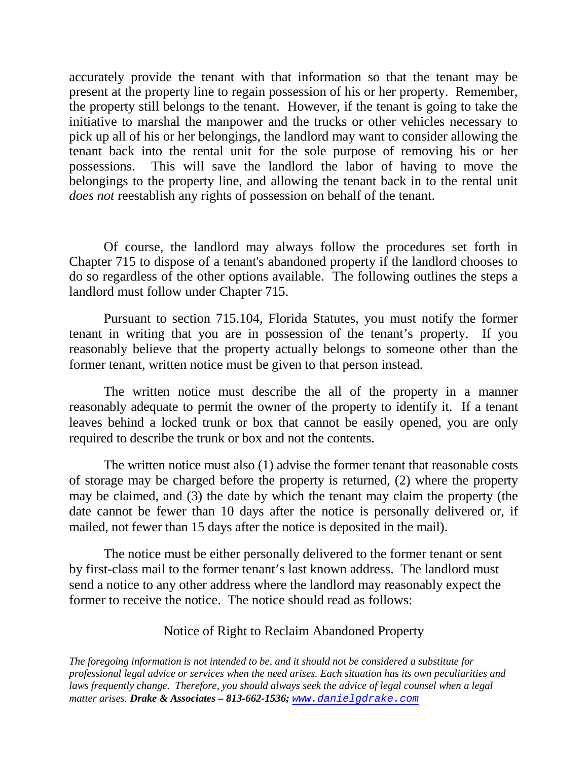accurately provide the tenant with that information so that the tenant may be present at the property line to regain possession of his or her property. Remember, the property still belongs to the tenant. However, if the tenant is going to take the initiative to marshal the manpower and the trucks or other vehicles necessary to pick up all of his or her belongings, the landlord may want to consider allowing the tenant back into the rental unit for the sole purpose of removing his or her possessions. This will save the landlord the labor of having to move the belongings to the property line, and allowing the tenant back in to the rental unit *does not* reestablish any rights of possession on behalf of the tenant.

Of course, the landlord may always follow the procedures set forth in Chapter 715 to dispose of a tenant's abandoned property if the landlord chooses to do so regardless of the other options available. The following outlines the steps a landlord must follow under Chapter 715.

Pursuant to section 715.104, Florida Statutes, you must notify the former tenant in writing that you are in possession of the tenant's property. If you reasonably believe that the property actually belongs to someone other than the former tenant, written notice must be given to that person instead.

The written notice must describe the all of the property in a manner reasonably adequate to permit the owner of the property to identify it. If a tenant leaves behind a locked trunk or box that cannot be easily opened, you are only required to describe the trunk or box and not the contents.

The written notice must also (1) advise the former tenant that reasonable costs of storage may be charged before the property is returned, (2) where the property may be claimed, and (3) the date by which the tenant may claim the property (the date cannot be fewer than 10 days after the notice is personally delivered or, if mailed, not fewer than 15 days after the notice is deposited in the mail).

The notice must be either personally delivered to the former tenant or sent by first-class mail to the former tenant's last known address. The landlord must send a notice to any other address where the landlord may reasonably expect the former to receive the notice. The notice should read as follows:

Notice of Right to Reclaim Abandoned Property

*The foregoing information is not intended to be, and it should not be considered a substitute for professional legal advice or services when the need arises. Each situation has its own peculiarities and laws frequently change. Therefore, you should always seek the advice of legal counsel when a legal matter arises.* ***Drake & Associates – 813-662-1536;*** *www.danielgdrake.com*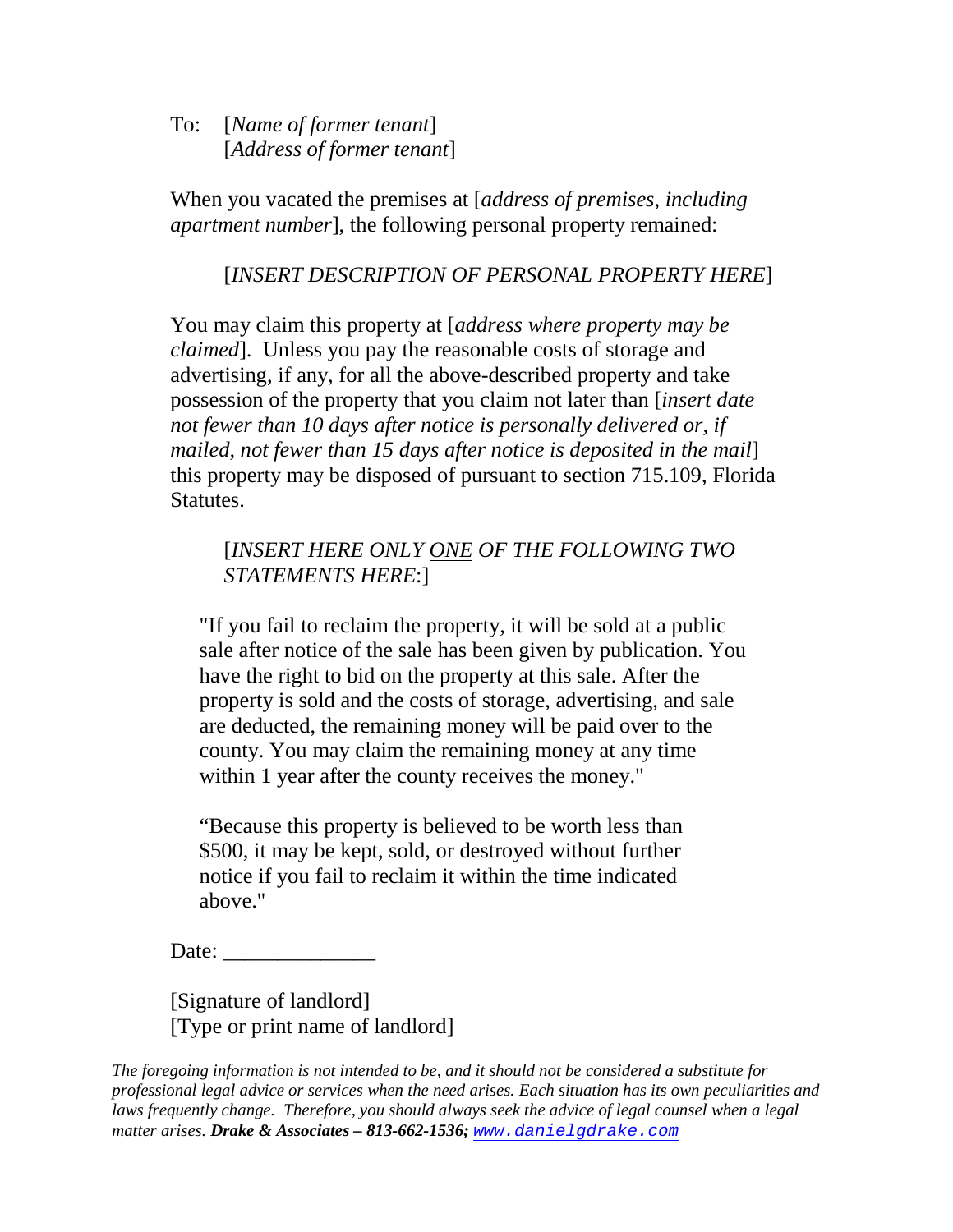To: [*Name of former tenant*]
[*Address of former tenant*]

When you vacated the premises at [*address of premises, including apartment number*], the following personal property remained:

[*INSERT DESCRIPTION OF PERSONAL PROPERTY HERE*]

You may claim this property at [*address where property may be claimed*]. Unless you pay the reasonable costs of storage and advertising, if any, for all the above-described property and take possession of the property that you claim not later than [*insert date not fewer than 10 days after notice is personally delivered or, if mailed, not fewer than 15 days after notice is deposited in the mail*] this property may be disposed of pursuant to section 715.109, Florida Statutes.

[*INSERT HERE ONLY <u>ONE</u> OF THE FOLLOWING TWO STATEMENTS HERE*:]

"If you fail to reclaim the property, it will be sold at a public sale after notice of the sale has been given by publication. You have the right to bid on the property at this sale. After the property is sold and the costs of storage, advertising, and sale are deducted, the remaining money will be paid over to the county. You may claim the remaining money at any time within 1 year after the county receives the money."

"Because this property is believed to be worth less than $500, it may be kept, sold, or destroyed without further notice if you fail to reclaim it within the time indicated above."

Date: ______________

[Signature of landlord]
[Type or print name of landlord]

*The foregoing information is not intended to be, and it should not be considered a substitute for professional legal advice or services when the need arises. Each situation has its own peculiarities and laws frequently change. Therefore, you should always seek the advice of legal counsel when a legal matter arises.* ***Drake & Associates – 813-662-1536;*** [www.danielgdrake.com](http://www.danielgdrake.com)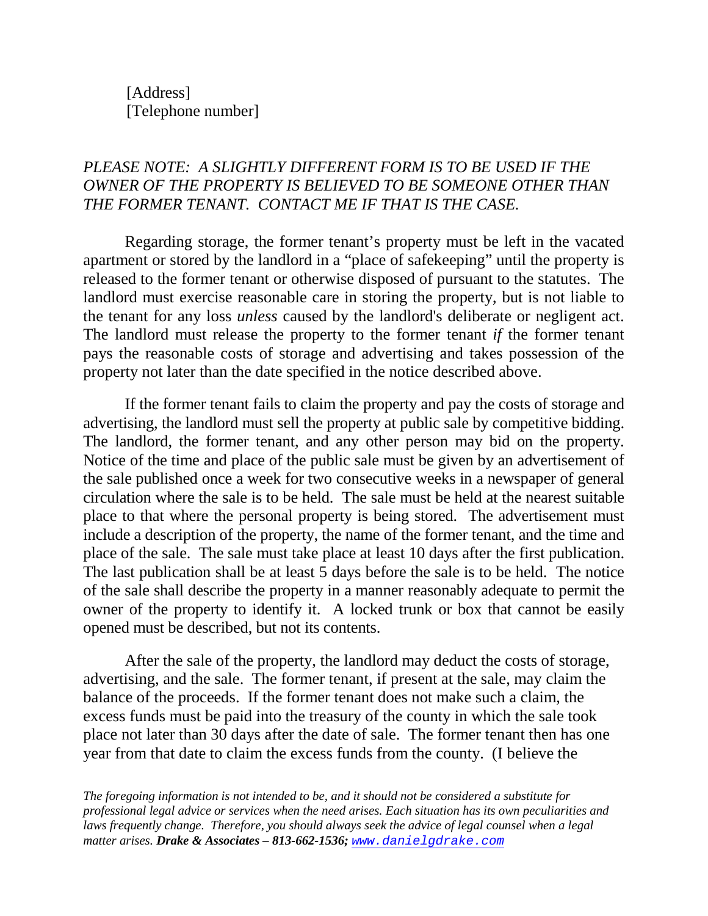[Address]
[Telephone number]

*PLEASE NOTE: A SLIGHTLY DIFFERENT FORM IS TO BE USED IF THE OWNER OF THE PROPERTY IS BELIEVED TO BE SOMEONE OTHER THAN THE FORMER TENANT. CONTACT ME IF THAT IS THE CASE.*

Regarding storage, the former tenant's property must be left in the vacated apartment or stored by the landlord in a "place of safekeeping" until the property is released to the former tenant or otherwise disposed of pursuant to the statutes. The landlord must exercise reasonable care in storing the property, but is not liable to the tenant for any loss *unless* caused by the landlord's deliberate or negligent act. The landlord must release the property to the former tenant *if* the former tenant pays the reasonable costs of storage and advertising and takes possession of the property not later than the date specified in the notice described above.

If the former tenant fails to claim the property and pay the costs of storage and advertising, the landlord must sell the property at public sale by competitive bidding. The landlord, the former tenant, and any other person may bid on the property. Notice of the time and place of the public sale must be given by an advertisement of the sale published once a week for two consecutive weeks in a newspaper of general circulation where the sale is to be held. The sale must be held at the nearest suitable place to that where the personal property is being stored. The advertisement must include a description of the property, the name of the former tenant, and the time and place of the sale. The sale must take place at least 10 days after the first publication. The last publication shall be at least 5 days before the sale is to be held. The notice of the sale shall describe the property in a manner reasonably adequate to permit the owner of the property to identify it. A locked trunk or box that cannot be easily opened must be described, but not its contents.

After the sale of the property, the landlord may deduct the costs of storage, advertising, and the sale. The former tenant, if present at the sale, may claim the balance of the proceeds. If the former tenant does not make such a claim, the excess funds must be paid into the treasury of the county in which the sale took place not later than 30 days after the date of sale. The former tenant then has one year from that date to claim the excess funds from the county. (I believe the

*The foregoing information is not intended to be, and it should not be considered a substitute for professional legal advice or services when the need arises. Each situation has its own peculiarities and laws frequently change. Therefore, you should always seek the advice of legal counsel when a legal matter arises.* ***Drake & Associates – 813-662-1536;*** www.danielgdrake.com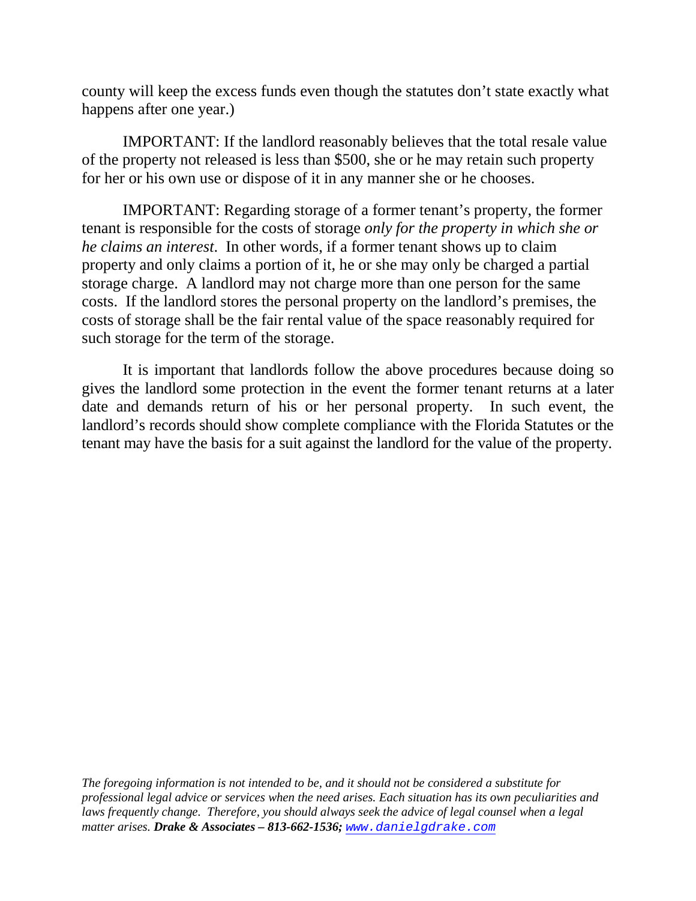county will keep the excess funds even though the statutes don't state exactly what happens after one year.)

IMPORTANT: If the landlord reasonably believes that the total resale value of the property not released is less than $500, she or he may retain such property for her or his own use or dispose of it in any manner she or he chooses.

IMPORTANT: Regarding storage of a former tenant's property, the former tenant is responsible for the costs of storage *only for the property in which she or he claims an interest*. In other words, if a former tenant shows up to claim property and only claims a portion of it, he or she may only be charged a partial storage charge. A landlord may not charge more than one person for the same costs. If the landlord stores the personal property on the landlord's premises, the costs of storage shall be the fair rental value of the space reasonably required for such storage for the term of the storage.

It is important that landlords follow the above procedures because doing so gives the landlord some protection in the event the former tenant returns at a later date and demands return of his or her personal property. In such event, the landlord's records should show complete compliance with the Florida Statutes or the tenant may have the basis for a suit against the landlord for the value of the property.

*The foregoing information is not intended to be, and it should not be considered a substitute for professional legal advice or services when the need arises. Each situation has its own peculiarities and laws frequently change. Therefore, you should always seek the advice of legal counsel when a legal matter arises.* ***Drake & Associates – 813-662-1536;*** www.danielgdrake.com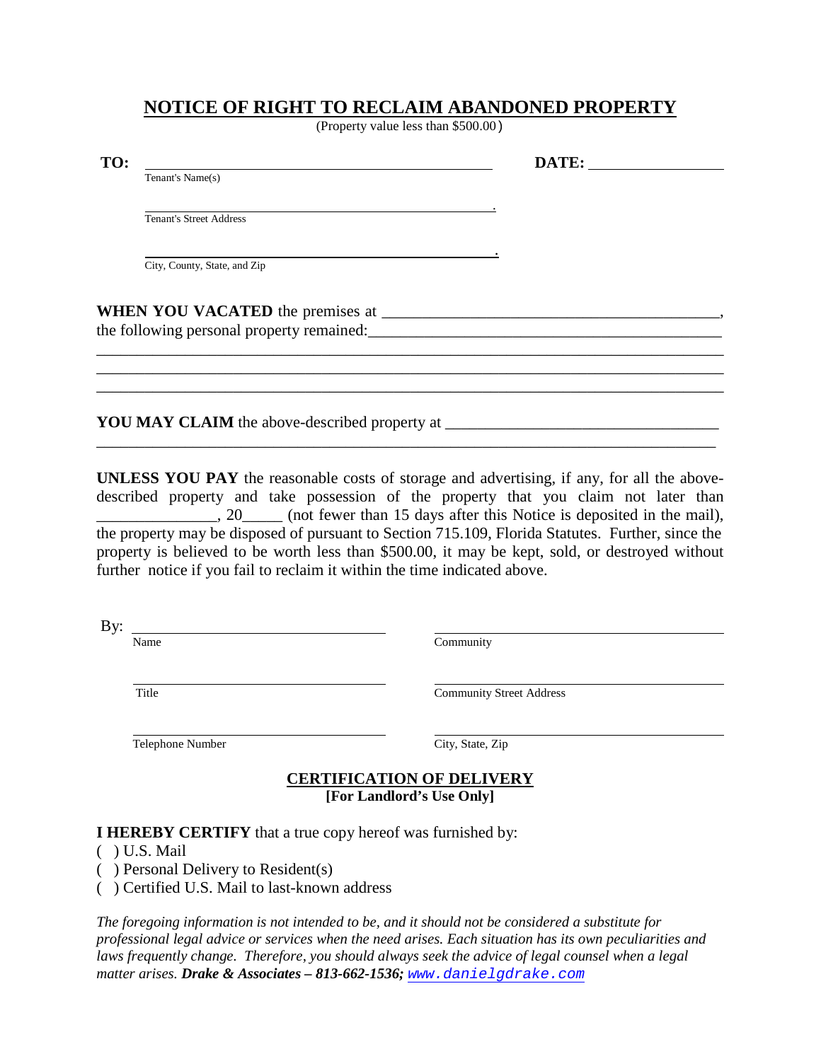# NOTICE OF RIGHT TO RECLAIM ABANDONED PROPERTY

(Property value less than $500.00)

**TO:** ____________________________________________ **DATE:** ________________

Tenant's Name(s)

____________________________________________.

Tenant's Street Address

____________________________________________.

City, County, State, and Zip

**WHEN YOU VACATED** the premises at ________________________________________, the following personal property remained:____________________________________________

___________________________________________________________________________

___________________________________________________________________________

___________________________________________________________________________

**YOU MAY CLAIM** the above-described property at __________________________________

___________________________________________________________________________

**UNLESS YOU PAY** the reasonable costs of storage and advertising, if any, for all the above-described property and take possession of the property that you claim not later than ______________, 20_____ (not fewer than 15 days after this Notice is deposited in the mail), the property may be disposed of pursuant to Section 715.109, Florida Statutes. Further, since the property is believed to be worth less than $500.00, it may be kept, sold, or destroyed without further notice if you fail to reclaim it within the time indicated above.

By: ________________________________ ________________________________

Name | Community

________________________________ ________________________________

Title | Community Street Address

________________________________ ________________________________

Telephone Number | City, State, Zip

## CERTIFICATION OF DELIVERY

**[For Landlord's Use Only]**

**I HEREBY CERTIFY** that a true copy hereof was furnished by:

( ) U.S. Mail

( ) Personal Delivery to Resident(s)

( ) Certified U.S. Mail to last-known address

*The foregoing information is not intended to be, and it should not be considered a substitute for professional legal advice or services when the need arises. Each situation has its own peculiarities and laws frequently change. Therefore, you should always seek the advice of legal counsel when a legal matter arises.* ***Drake & Associates – 813-662-1536;*** www.danielgdrake.com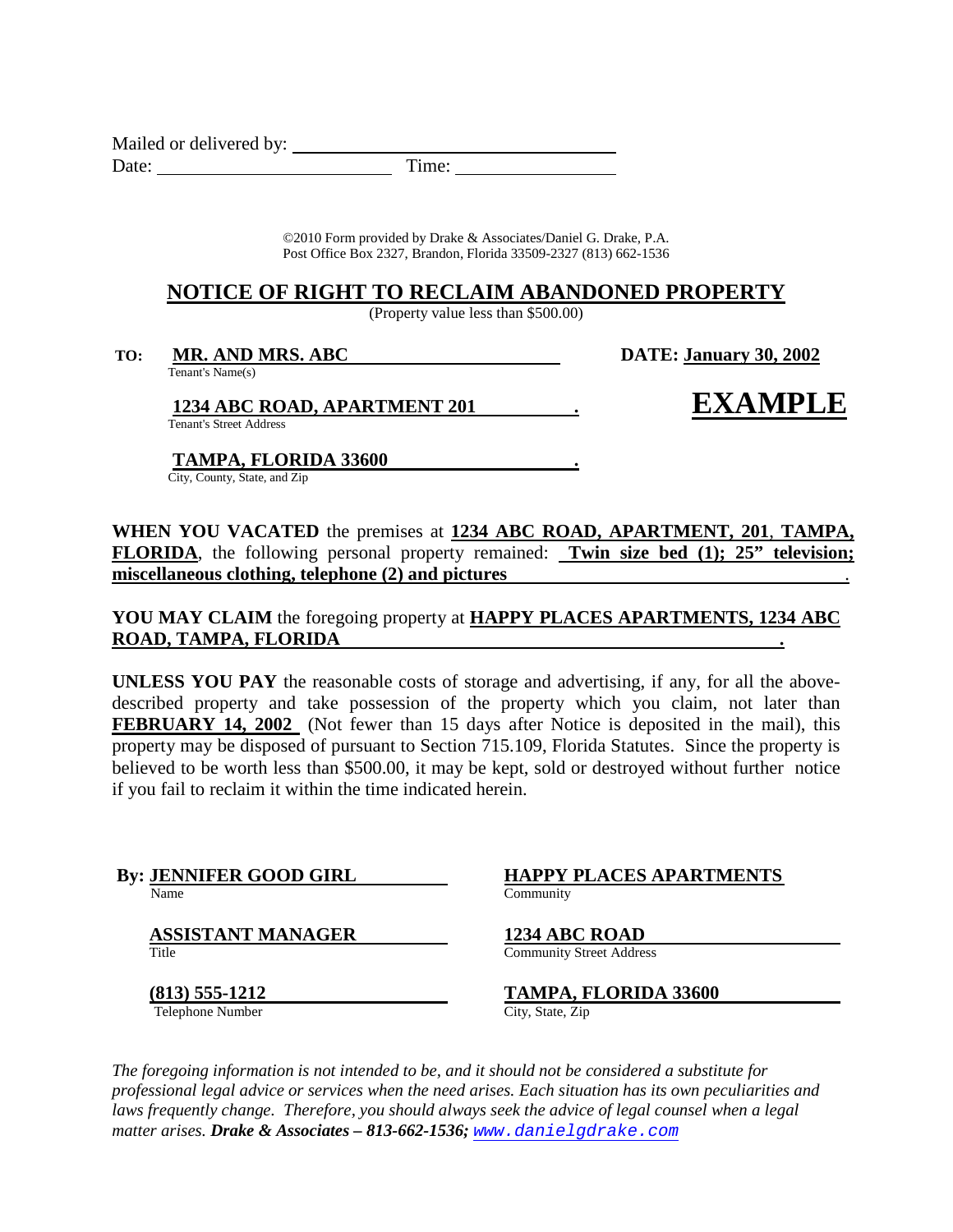Mailed or delivered by: ____________________________________

Date: __________________________ Time: __________________

©2010 Form provided by Drake & Associates/Daniel G. Drake, P.A.
Post Office Box 2327, Brandon, Florida 33509-2327 (813) 662-1536

## NOTICE OF RIGHT TO RECLAIM ABANDONED PROPERTY

(Property value less than $500.00)

**TO:** **MR. AND MRS. ABC**
Tenant's Name(s)

**DATE: January 30, 2002**

**1234 ABC ROAD, APARTMENT 201** .
Tenant's Street Address

**EXAMPLE**

**TAMPA, FLORIDA 33600** .
City, County, State, and Zip

**WHEN YOU VACATED** the premises at **1234 ABC ROAD, APARTMENT, 201**, **TAMPA, FLORIDA**, the following personal property remained: **Twin size bed (1); 25" television; miscellaneous clothing, telephone (2) and pictures** .

**YOU MAY CLAIM** the foregoing property at **HAPPY PLACES APARTMENTS, 1234 ABC ROAD, TAMPA, FLORIDA** .

**UNLESS YOU PAY** the reasonable costs of storage and advertising, if any, for all the above-described property and take possession of the property which you claim, not later than **FEBRUARY 14, 2002** (Not fewer than 15 days after Notice is deposited in the mail), this property may be disposed of pursuant to Section 715.109, Florida Statutes. Since the property is believed to be worth less than $500.00, it may be kept, sold or destroyed without further notice if you fail to reclaim it within the time indicated herein.

**By: JENNIFER GOOD GIRL**
Name

**ASSISTANT MANAGER**
Title

**(813) 555-1212**
Telephone Number

**HAPPY PLACES APARTMENTS**
Community

**1234 ABC ROAD**
Community Street Address

**TAMPA, FLORIDA 33600**
City, State, Zip

*The foregoing information is not intended to be, and it should not be considered a substitute for professional legal advice or services when the need arises. Each situation has its own peculiarities and laws frequently change. Therefore, you should always seek the advice of legal counsel when a legal matter arises.* ***Drake & Associates – 813-662-1536;*** *www.danielgdrake.com*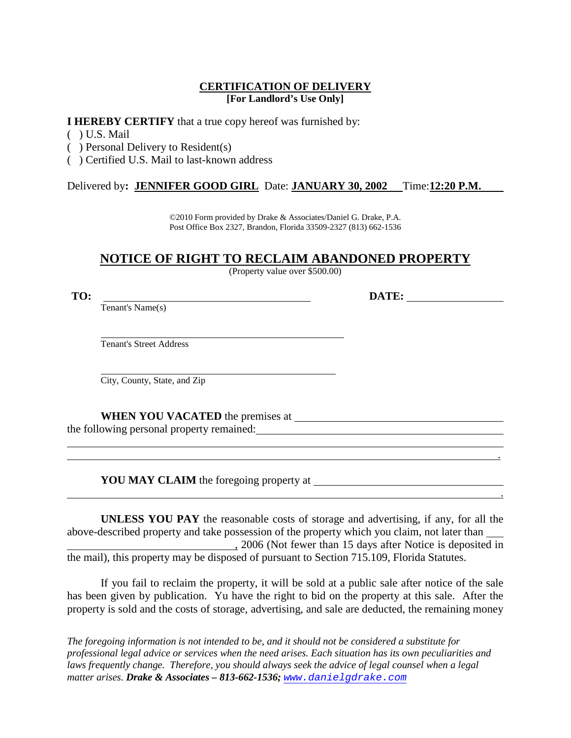## CERTIFICATION OF DELIVERY
**[For Landlord's Use Only]**

**I HEREBY CERTIFY** that a true copy hereof was furnished by:

( ) U.S. Mail
( ) Personal Delivery to Resident(s)
( ) Certified U.S. Mail to last-known address

Delivered by**: JENNIFER GOOD GIRL** Date: **JANUARY 30, 2002** Time:**12:20 P.M.**

©2010 Form provided by Drake & Associates/Daniel G. Drake, P.A.
Post Office Box 2327, Brandon, Florida 33509-2327 (813) 662-1536

# NOTICE OF RIGHT TO RECLAIM ABANDONED PROPERTY

(Property value over $500.00)

**TO:** ______________________________ **DATE:** ______________
Tenant's Name(s)

______________________________
Tenant's Street Address

______________________________
City, County, State, and Zip

**WHEN YOU VACATED** the premises at ______________________________ the following personal property remained: ______________________________
______________________________
______________________________.

**YOU MAY CLAIM** the foregoing property at ______________________________
______________________________.

**UNLESS YOU PAY** the reasonable costs of storage and advertising, if any, for all the above-described property and take possession of the property which you claim, not later than ______________________________, 2006 (Not fewer than 15 days after Notice is deposited in the mail), this property may be disposed of pursuant to Section 715.109, Florida Statutes.

If you fail to reclaim the property, it will be sold at a public sale after notice of the sale has been given by publication. Yu have the right to bid on the property at this sale. After the property is sold and the costs of storage, advertising, and sale are deducted, the remaining money

*The foregoing information is not intended to be, and it should not be considered a substitute for professional legal advice or services when the need arises. Each situation has its own peculiarities and laws frequently change. Therefore, you should always seek the advice of legal counsel when a legal matter arises.* ***Drake & Associates – 813-662-1536;*** *www.danielgdrake.com*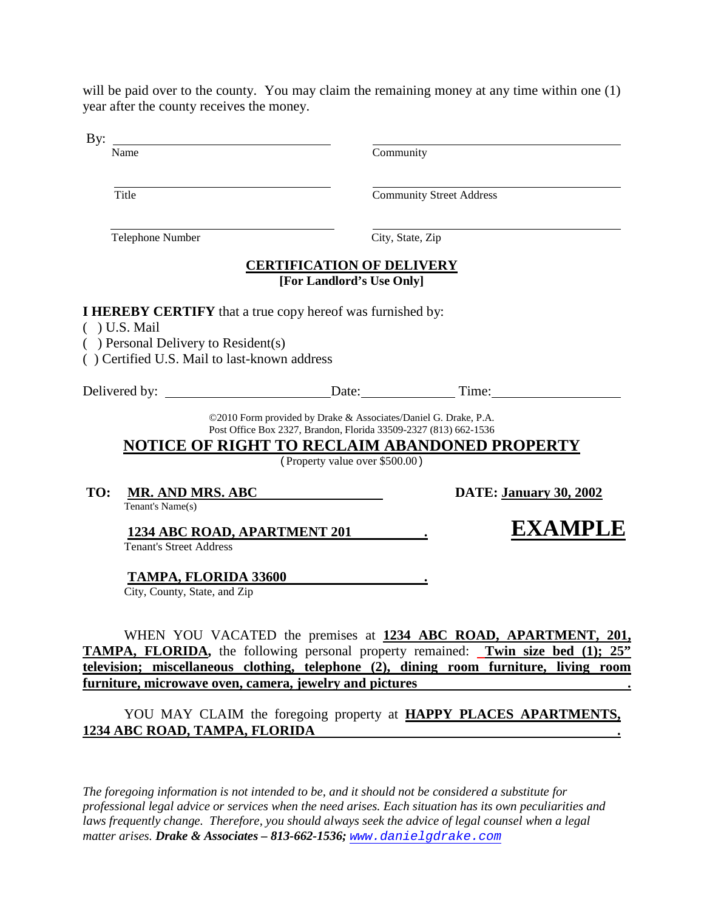will be paid over to the county. You may claim the remaining money at any time within one (1) year after the county receives the money.

By: ______________________________ ______________________________
Name Community

______________________________ ______________________________
Title Community Street Address

______________________________ ______________________________
Telephone Number City, State, Zip

## CERTIFICATION OF DELIVERY

**[For Landlord's Use Only]**

**I HEREBY CERTIFY** that a true copy hereof was furnished by:

( ) U.S. Mail
( ) Personal Delivery to Resident(s)
( ) Certified U.S. Mail to last-known address

Delivered by: ______________________ Date: ______________ Time: ______________

©2010 Form provided by Drake & Associates/Daniel G. Drake, P.A.
Post Office Box 2327, Brandon, Florida 33509-2327 (813) 662-1536

## NOTICE OF RIGHT TO RECLAIM ABANDONED PROPERTY

(Property value over $500.00)

**TO: MR. AND MRS. ABC** **DATE: January 30, 2002**
Tenant's Name(s)

**EXAMPLE**

**1234 ABC ROAD, APARTMENT 201** .
Tenant's Street Address

**TAMPA, FLORIDA 33600** .
City, County, State, and Zip

WHEN YOU VACATED the premises at **1234 ABC ROAD, APARTMENT, 201, TAMPA, FLORIDA,** the following personal property remained: **Twin size bed (1); 25" television; miscellaneous clothing, telephone (2), dining room furniture, living room furniture, microwave oven, camera, jewelry and pictures** .

YOU MAY CLAIM the foregoing property at **HAPPY PLACES APARTMENTS, 1234 ABC ROAD, TAMPA, FLORIDA** .

*The foregoing information is not intended to be, and it should not be considered a substitute for professional legal advice or services when the need arises. Each situation has its own peculiarities and laws frequently change. Therefore, you should always seek the advice of legal counsel when a legal matter arises.* ***Drake & Associates – 813-662-1536;*** *www.danielgdrake.com*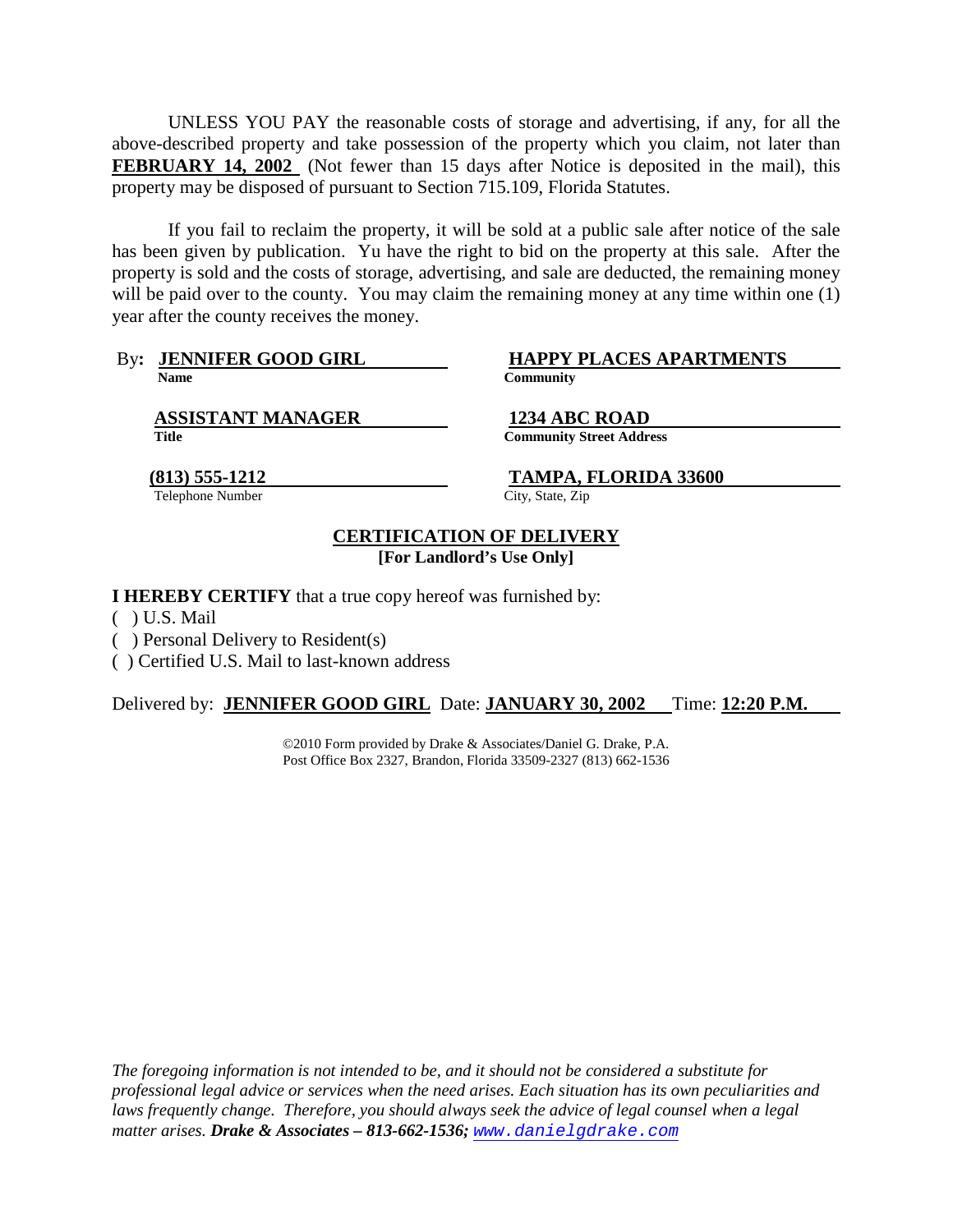UNLESS YOU PAY the reasonable costs of storage and advertising, if any, for all the above-described property and take possession of the property which you claim, not later than **FEBRUARY 14, 2002** (Not fewer than 15 days after Notice is deposited in the mail), this property may be disposed of pursuant to Section 715.109, Florida Statutes.

If you fail to reclaim the property, it will be sold at a public sale after notice of the sale has been given by publication. Yu have the right to bid on the property at this sale. After the property is sold and the costs of storage, advertising, and sale are deducted, the remaining money will be paid over to the county. You may claim the remaining money at any time within one (1) year after the county receives the money.

| | |
|---|---|
| By**:** **JENNIFER GOOD GIRL** | **HAPPY PLACES APARTMENTS** |
| **Name** | **Community** |
| **ASSISTANT MANAGER** | **1234 ABC ROAD** |
| **Title** | **Community Street Address** |
| **(813) 555-1212** | **TAMPA, FLORIDA 33600** |
| Telephone Number | City, State, Zip |

## CERTIFICATION OF DELIVERY

**[For Landlord's Use Only]**

**I HEREBY CERTIFY** that a true copy hereof was furnished by:

( ) U.S. Mail

( ) Personal Delivery to Resident(s)

( ) Certified U.S. Mail to last-known address

Delivered by: **JENNIFER GOOD GIRL** Date: **JANUARY 30, 2002** Time: **12:20 P.M.**

©2010 Form provided by Drake & Associates/Daniel G. Drake, P.A.
Post Office Box 2327, Brandon, Florida 33509-2327 (813) 662-1536

*The foregoing information is not intended to be, and it should not be considered a substitute for professional legal advice or services when the need arises. Each situation has its own peculiarities and laws frequently change. Therefore, you should always seek the advice of legal counsel when a legal matter arises.* ***Drake & Associates – 813-662-1536;*** *www.danielgdrake.com*